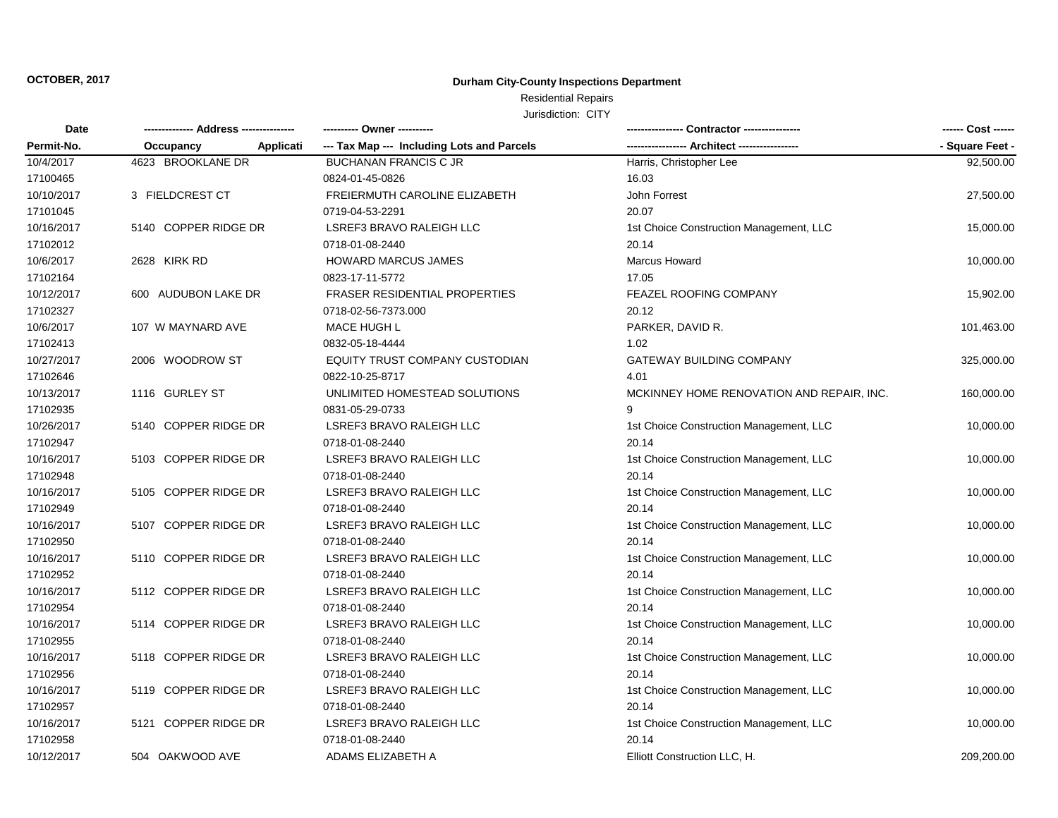**OCTOBER, 2017**

# Durham City-County Inspections Department

Residential Repairs

Jurisdiction: CITY

| Date | -------------- Address --------------- | ---------- Owner ---------- | ---------------- Contractor ---------------- | ------ Cost ------ |
|---|---|---|---|---|
| Permit-No. | Occupancy Applicati | --- Tax Map --- Including Lots and Parcels | ----------------- Architect ----------------- | - Square Feet - |
| 10/4/2017 | 4623 BROOKLANE DR | BUCHANAN FRANCIS C JR | Harris, Christopher Lee | 92,500.00 |
| 17100465 | | 0824-01-45-0826 | 16.03 | |
| 10/10/2017 | 3 FIELDCREST CT | FREIERMUTH CAROLINE ELIZABETH | John Forrest | 27,500.00 |
| 17101045 | | 0719-04-53-2291 | 20.07 | |
| 10/16/2017 | 5140 COPPER RIDGE DR | LSREF3 BRAVO RALEIGH LLC | 1st Choice Construction Management, LLC | 15,000.00 |
| 17102012 | | 0718-01-08-2440 | 20.14 | |
| 10/6/2017 | 2628 KIRK RD | HOWARD MARCUS JAMES | Marcus Howard | 10,000.00 |
| 17102164 | | 0823-17-11-5772 | 17.05 | |
| 10/12/2017 | 600 AUDUBON LAKE DR | FRASER RESIDENTIAL PROPERTIES | FEAZEL ROOFING COMPANY | 15,902.00 |
| 17102327 | | 0718-02-56-7373.000 | 20.12 | |
| 10/6/2017 | 107 W MAYNARD AVE | MACE HUGH L | PARKER, DAVID R. | 101,463.00 |
| 17102413 | | 0832-05-18-4444 | 1.02 | |
| 10/27/2017 | 2006 WOODROW ST | EQUITY TRUST COMPANY CUSTODIAN | GATEWAY BUILDING COMPANY | 325,000.00 |
| 17102646 | | 0822-10-25-8717 | 4.01 | |
| 10/13/2017 | 1116 GURLEY ST | UNLIMITED HOMESTEAD SOLUTIONS | MCKINNEY HOME RENOVATION AND REPAIR, INC. | 160,000.00 |
| 17102935 | | 0831-05-29-0733 | 9 | |
| 10/26/2017 | 5140 COPPER RIDGE DR | LSREF3 BRAVO RALEIGH LLC | 1st Choice Construction Management, LLC | 10,000.00 |
| 17102947 | | 0718-01-08-2440 | 20.14 | |
| 10/16/2017 | 5103 COPPER RIDGE DR | LSREF3 BRAVO RALEIGH LLC | 1st Choice Construction Management, LLC | 10,000.00 |
| 17102948 | | 0718-01-08-2440 | 20.14 | |
| 10/16/2017 | 5105 COPPER RIDGE DR | LSREF3 BRAVO RALEIGH LLC | 1st Choice Construction Management, LLC | 10,000.00 |
| 17102949 | | 0718-01-08-2440 | 20.14 | |
| 10/16/2017 | 5107 COPPER RIDGE DR | LSREF3 BRAVO RALEIGH LLC | 1st Choice Construction Management, LLC | 10,000.00 |
| 17102950 | | 0718-01-08-2440 | 20.14 | |
| 10/16/2017 | 5110 COPPER RIDGE DR | LSREF3 BRAVO RALEIGH LLC | 1st Choice Construction Management, LLC | 10,000.00 |
| 17102952 | | 0718-01-08-2440 | 20.14 | |
| 10/16/2017 | 5112 COPPER RIDGE DR | LSREF3 BRAVO RALEIGH LLC | 1st Choice Construction Management, LLC | 10,000.00 |
| 17102954 | | 0718-01-08-2440 | 20.14 | |
| 10/16/2017 | 5114 COPPER RIDGE DR | LSREF3 BRAVO RALEIGH LLC | 1st Choice Construction Management, LLC | 10,000.00 |
| 17102955 | | 0718-01-08-2440 | 20.14 | |
| 10/16/2017 | 5118 COPPER RIDGE DR | LSREF3 BRAVO RALEIGH LLC | 1st Choice Construction Management, LLC | 10,000.00 |
| 17102956 | | 0718-01-08-2440 | 20.14 | |
| 10/16/2017 | 5119 COPPER RIDGE DR | LSREF3 BRAVO RALEIGH LLC | 1st Choice Construction Management, LLC | 10,000.00 |
| 17102957 | | 0718-01-08-2440 | 20.14 | |
| 10/16/2017 | 5121 COPPER RIDGE DR | LSREF3 BRAVO RALEIGH LLC | 1st Choice Construction Management, LLC | 10,000.00 |
| 17102958 | | 0718-01-08-2440 | 20.14 | |
| 10/12/2017 | 504 OAKWOOD AVE | ADAMS ELIZABETH A | Elliott Construction LLC, H. | 209,200.00 |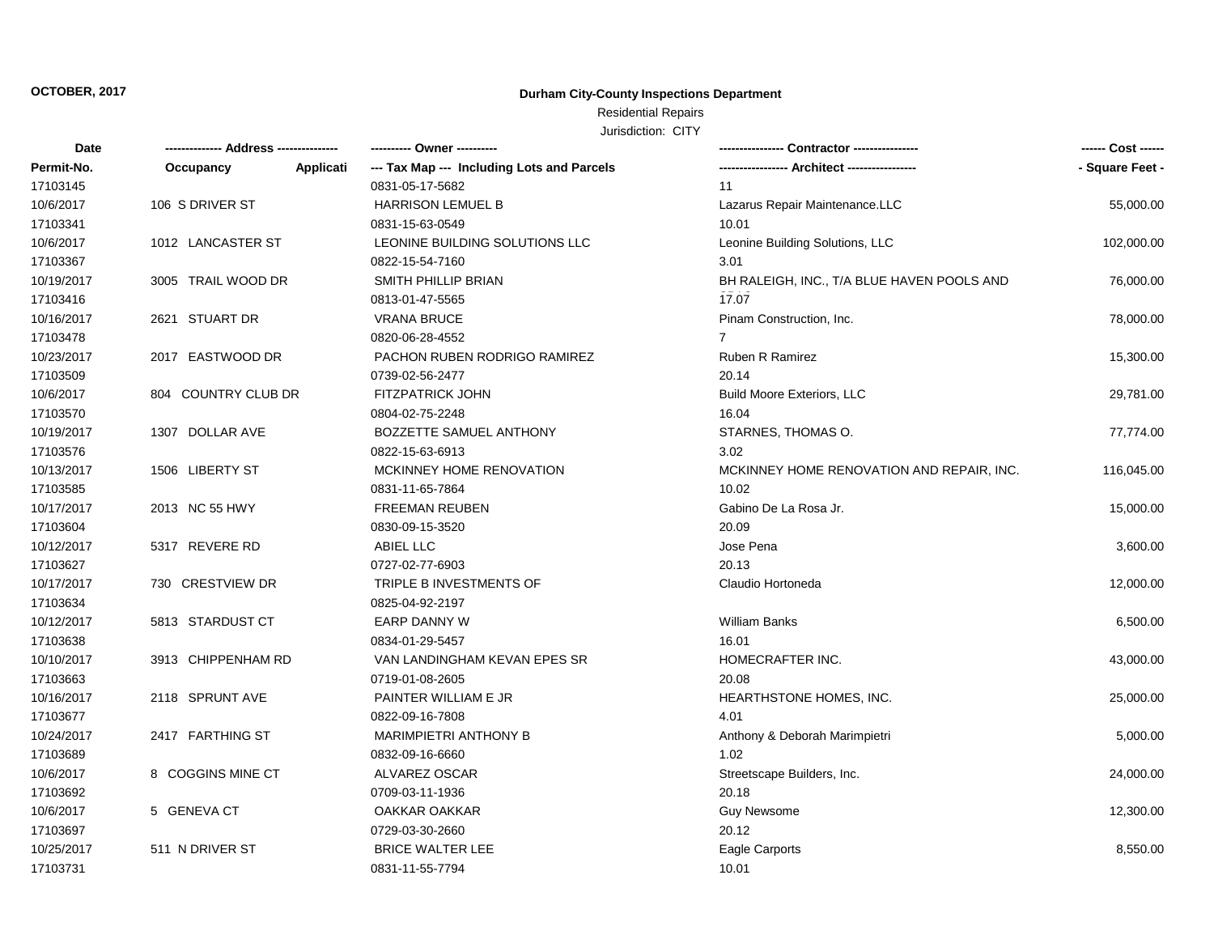**OCTOBER, 2017**

**Durham City-County Inspections Department**

Residential Repairs

Jurisdiction: CITY

| Date | -------------- Address -------------- | ---------- Owner ---------- | ---------------- Contractor ---------------- | ------ Cost ------ |
|---|---|---|---|---|
| Permit-No. | Occupancy Applicati | --- Tax Map --- Including Lots and Parcels | ----------------- Architect ----------------- | - Square Feet - |
| 17103145 | | 0831-05-17-5682 | 11 | |
| 10/6/2017 | 106 S DRIVER ST | HARRISON LEMUEL B | Lazarus Repair Maintenance.LLC | 55,000.00 |
| 17103341 | | 0831-15-63-0549 | 10.01 | |
| 10/6/2017 | 1012 LANCASTER ST | LEONINE BUILDING SOLUTIONS LLC | Leonine Building Solutions, LLC | 102,000.00 |
| 17103367 | | 0822-15-54-7160 | 3.01 | |
| 10/19/2017 | 3005 TRAIL WOOD DR | SMITH PHILLIP BRIAN | BH RALEIGH, INC., T/A BLUE HAVEN POOLS AND | 76,000.00 |
| 17103416 | | 0813-01-47-5565 | 17.07 | |
| 10/16/2017 | 2621 STUART DR | VRANA BRUCE | Pinam Construction, Inc. | 78,000.00 |
| 17103478 | | 0820-06-28-4552 | 7 | |
| 10/23/2017 | 2017 EASTWOOD DR | PACHON RUBEN RODRIGO RAMIREZ | Ruben R Ramirez | 15,300.00 |
| 17103509 | | 0739-02-56-2477 | 20.14 | |
| 10/6/2017 | 804 COUNTRY CLUB DR | FITZPATRICK JOHN | Build Moore Exteriors, LLC | 29,781.00 |
| 17103570 | | 0804-02-75-2248 | 16.04 | |
| 10/19/2017 | 1307 DOLLAR AVE | BOZZETTE SAMUEL ANTHONY | STARNES, THOMAS O. | 77,774.00 |
| 17103576 | | 0822-15-63-6913 | 3.02 | |
| 10/13/2017 | 1506 LIBERTY ST | MCKINNEY HOME RENOVATION | MCKINNEY HOME RENOVATION AND REPAIR, INC. | 116,045.00 |
| 17103585 | | 0831-11-65-7864 | 10.02 | |
| 10/17/2017 | 2013 NC 55 HWY | FREEMAN REUBEN | Gabino De La Rosa Jr. | 15,000.00 |
| 17103604 | | 0830-09-15-3520 | 20.09 | |
| 10/12/2017 | 5317 REVERE RD | ABIEL LLC | Jose Pena | 3,600.00 |
| 17103627 | | 0727-02-77-6903 | 20.13 | |
| 10/17/2017 | 730 CRESTVIEW DR | TRIPLE B INVESTMENTS OF | Claudio Hortoneda | 12,000.00 |
| 17103634 | | 0825-04-92-2197 | | |
| 10/12/2017 | 5813 STARDUST CT | EARP DANNY W | William Banks | 6,500.00 |
| 17103638 | | 0834-01-29-5457 | 16.01 | |
| 10/10/2017 | 3913 CHIPPENHAM RD | VAN LANDINGHAM KEVAN EPES SR | HOMECRAFTER INC. | 43,000.00 |
| 17103663 | | 0719-01-08-2605 | 20.08 | |
| 10/16/2017 | 2118 SPRUNT AVE | PAINTER WILLIAM E JR | HEARTHSTONE HOMES, INC. | 25,000.00 |
| 17103677 | | 0822-09-16-7808 | 4.01 | |
| 10/24/2017 | 2417 FARTHING ST | MARIMPIETRI ANTHONY B | Anthony & Deborah Marimpietri | 5,000.00 |
| 17103689 | | 0832-09-16-6660 | 1.02 | |
| 10/6/2017 | 8 COGGINS MINE CT | ALVAREZ OSCAR | Streetscape Builders, Inc. | 24,000.00 |
| 17103692 | | 0709-03-11-1936 | 20.18 | |
| 10/6/2017 | 5 GENEVA CT | OAKKAR OAKKAR | Guy Newsome | 12,300.00 |
| 17103697 | | 0729-03-30-2660 | 20.12 | |
| 10/25/2017 | 511 N DRIVER ST | BRICE WALTER LEE | Eagle Carports | 8,550.00 |
| 17103731 | | 0831-11-55-7794 | 10.01 | |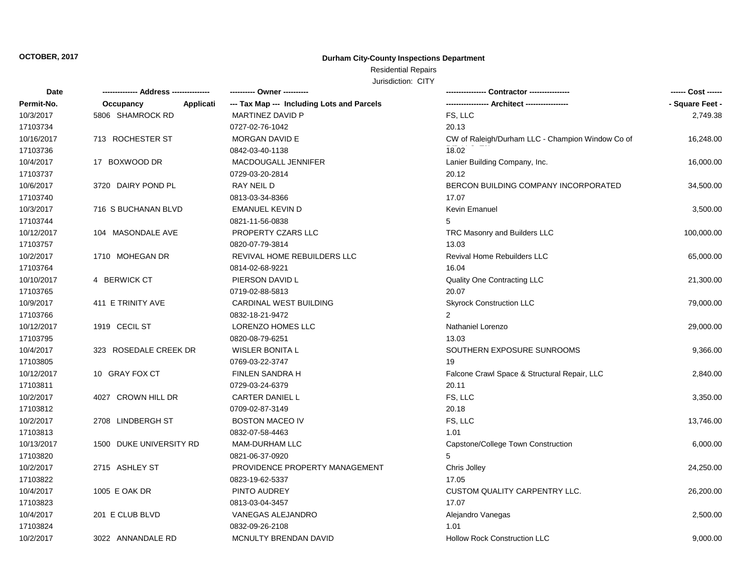**OCTOBER, 2017**

# Durham City-County Inspections Department

Residential Repairs

Jurisdiction: CITY

| Date / Permit-No. | Address / Occupancy / Applicati | Owner / Tax Map --- Including Lots and Parcels | Contractor / Architect | Cost / Square Feet |
|---|---|---|---|---|
| 10/3/2017 | 5806 SHAMROCK RD | MARTINEZ DAVID P | FS, LLC | 2,749.38 |
| 17103734 | | 0727-02-76-1042 | 20.13 | |
| 10/16/2017 | 713 ROCHESTER ST | MORGAN DAVID E | CW of Raleigh/Durham LLC - Champion Window Co of | 16,248.00 |
| 17103736 | | 0842-03-40-1138 | 18.02 | |
| 10/4/2017 | 17 BOXWOOD DR | MACDOUGALL JENNIFER | Lanier Building Company, Inc. | 16,000.00 |
| 17103737 | | 0729-03-20-2814 | 20.12 | |
| 10/6/2017 | 3720 DAIRY POND PL | RAY NEIL D | BERCON BUILDING COMPANY INCORPORATED | 34,500.00 |
| 17103740 | | 0813-03-34-8366 | 17.07 | |
| 10/3/2017 | 716 S BUCHANAN BLVD | EMANUEL KEVIN D | Kevin Emanuel | 3,500.00 |
| 17103744 | | 0821-11-56-0838 | 5 | |
| 10/12/2017 | 104 MASONDALE AVE | PROPERTY CZARS LLC | TRC Masonry and Builders LLC | 100,000.00 |
| 17103757 | | 0820-07-79-3814 | 13.03 | |
| 10/2/2017 | 1710 MOHEGAN DR | REVIVAL HOME REBUILDERS LLC | Revival Home Rebuilders LLC | 65,000.00 |
| 17103764 | | 0814-02-68-9221 | 16.04 | |
| 10/10/2017 | 4 BERWICK CT | PIERSON DAVID L | Quality One Contracting LLC | 21,300.00 |
| 17103765 | | 0719-02-88-5813 | 20.07 | |
| 10/9/2017 | 411 E TRINITY AVE | CARDINAL WEST BUILDING | Skyrock Construction LLC | 79,000.00 |
| 17103766 | | 0832-18-21-9472 | 2 | |
| 10/12/2017 | 1919 CECIL ST | LORENZO HOMES LLC | Nathaniel Lorenzo | 29,000.00 |
| 17103795 | | 0820-08-79-6251 | 13.03 | |
| 10/4/2017 | 323 ROSEDALE CREEK DR | WISLER BONITA L | SOUTHERN EXPOSURE SUNROOMS | 9,366.00 |
| 17103805 | | 0769-03-22-3747 | 19 | |
| 10/12/2017 | 10 GRAY FOX CT | FINLEN SANDRA H | Falcone Crawl Space & Structural Repair, LLC | 2,840.00 |
| 17103811 | | 0729-03-24-6379 | 20.11 | |
| 10/2/2017 | 4027 CROWN HILL DR | CARTER DANIEL L | FS, LLC | 3,350.00 |
| 17103812 | | 0709-02-87-3149 | 20.18 | |
| 10/2/2017 | 2708 LINDBERGH ST | BOSTON MACEO IV | FS, LLC | 13,746.00 |
| 17103813 | | 0832-07-58-4463 | 1.01 | |
| 10/13/2017 | 1500 DUKE UNIVERSITY RD | MAM-DURHAM LLC | Capstone/College Town Construction | 6,000.00 |
| 17103820 | | 0821-06-37-0920 | 5 | |
| 10/2/2017 | 2715 ASHLEY ST | PROVIDENCE PROPERTY MANAGEMENT | Chris Jolley | 24,250.00 |
| 17103822 | | 0823-19-62-5337 | 17.05 | |
| 10/4/2017 | 1005 E OAK DR | PINTO AUDREY | CUSTOM QUALITY CARPENTRY LLC. | 26,200.00 |
| 17103823 | | 0813-03-04-3457 | 17.07 | |
| 10/4/2017 | 201 E CLUB BLVD | VANEGAS ALEJANDRO | Alejandro Vanegas | 2,500.00 |
| 17103824 | | 0832-09-26-2108 | 1.01 | |
| 10/2/2017 | 3022 ANNANDALE RD | MCNULTY BRENDAN DAVID | Hollow Rock Construction LLC | 9,000.00 |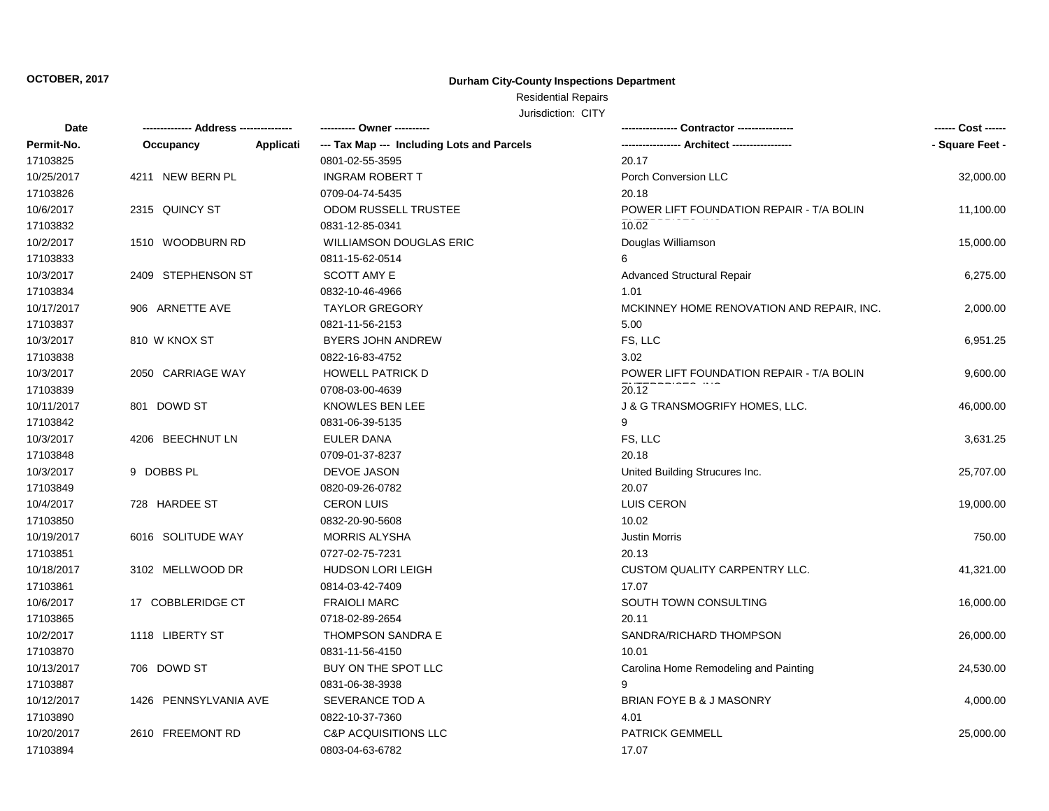**OCTOBER, 2017**

# Durham City-County Inspections Department

Residential Repairs

Jurisdiction: CITY

| Date | -------------- Address --------------- | | ---------- Owner ---------- | ---------------- Contractor ---------------- | ------ Cost ------ |
|---|---|---|---|---|---|
| Permit-No. | Occupancy | Applicati | --- Tax Map --- Including Lots and Parcels | ----------------- Architect ----------------- | - Square Feet - |
| 17103825 | | | 0801-02-55-3595 | 20.17 | |
| 10/25/2017 | 4211 NEW BERN PL | | INGRAM ROBERT T | Porch Conversion LLC | 32,000.00 |
| 17103826 | | | 0709-04-74-5435 | 20.18 | |
| 10/6/2017 | 2315 QUINCY ST | | ODOM RUSSELL TRUSTEE | POWER LIFT FOUNDATION REPAIR - T/A BOLIN ENTERPRISES, INC | 11,100.00 |
| 17103832 | | | 0831-12-85-0341 | 10.02 | |
| 10/2/2017 | 1510 WOODBURN RD | | WILLIAMSON DOUGLAS ERIC | Douglas Williamson | 15,000.00 |
| 17103833 | | | 0811-15-62-0514 | 6 | |
| 10/3/2017 | 2409 STEPHENSON ST | | SCOTT AMY E | Advanced Structural Repair | 6,275.00 |
| 17103834 | | | 0832-10-46-4966 | 1.01 | |
| 10/17/2017 | 906 ARNETTE AVE | | TAYLOR GREGORY | MCKINNEY HOME RENOVATION AND REPAIR, INC. | 2,000.00 |
| 17103837 | | | 0821-11-56-2153 | 5.00 | |
| 10/3/2017 | 810 W KNOX ST | | BYERS JOHN ANDREW | FS, LLC | 6,951.25 |
| 17103838 | | | 0822-16-83-4752 | 3.02 | |
| 10/3/2017 | 2050 CARRIAGE WAY | | HOWELL PATRICK D | POWER LIFT FOUNDATION REPAIR - T/A BOLIN ENTERPRISES, INC | 9,600.00 |
| 17103839 | | | 0708-03-00-4639 | 20.12 | |
| 10/11/2017 | 801 DOWD ST | | KNOWLES BEN LEE | J & G TRANSMOGRIFY HOMES, LLC. | 46,000.00 |
| 17103842 | | | 0831-06-39-5135 | 9 | |
| 10/3/2017 | 4206 BEECHNUT LN | | EULER DANA | FS, LLC | 3,631.25 |
| 17103848 | | | 0709-01-37-8237 | 20.18 | |
| 10/3/2017 | 9 DOBBS PL | | DEVOE JASON | United Building Strucures Inc. | 25,707.00 |
| 17103849 | | | 0820-09-26-0782 | 20.07 | |
| 10/4/2017 | 728 HARDEE ST | | CERON LUIS | LUIS CERON | 19,000.00 |
| 17103850 | | | 0832-20-90-5608 | 10.02 | |
| 10/19/2017 | 6016 SOLITUDE WAY | | MORRIS ALYSHA | Justin Morris | 750.00 |
| 17103851 | | | 0727-02-75-7231 | 20.13 | |
| 10/18/2017 | 3102 MELLWOOD DR | | HUDSON LORI LEIGH | CUSTOM QUALITY CARPENTRY LLC. | 41,321.00 |
| 17103861 | | | 0814-03-42-7409 | 17.07 | |
| 10/6/2017 | 17 COBBLERIDGE CT | | FRAIOLI MARC | SOUTH TOWN CONSULTING | 16,000.00 |
| 17103865 | | | 0718-02-89-2654 | 20.11 | |
| 10/2/2017 | 1118 LIBERTY ST | | THOMPSON SANDRA E | SANDRA/RICHARD THOMPSON | 26,000.00 |
| 17103870 | | | 0831-11-56-4150 | 10.01 | |
| 10/13/2017 | 706 DOWD ST | | BUY ON THE SPOT LLC | Carolina Home Remodeling and Painting | 24,530.00 |
| 17103887 | | | 0831-06-38-3938 | 9 | |
| 10/12/2017 | 1426 PENNSYLVANIA AVE | | SEVERANCE TOD A | BRIAN FOYE B & J MASONRY | 4,000.00 |
| 17103890 | | | 0822-10-37-7360 | 4.01 | |
| 10/20/2017 | 2610 FREEMONT RD | | C&P ACQUISITIONS LLC | PATRICK GEMMELL | 25,000.00 |
| 17103894 | | | 0803-04-63-6782 | 17.07 | |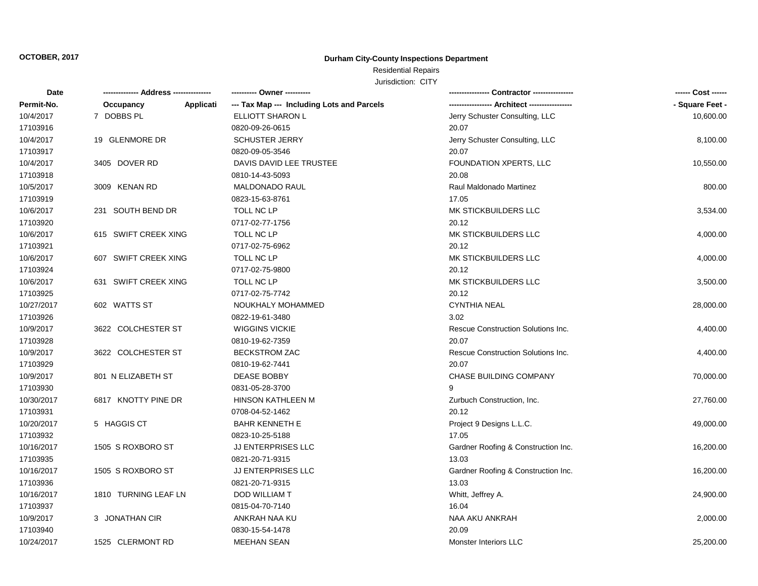OCTOBER, 2017

**Durham City-County Inspections Department**

Residential Repairs

Jurisdiction: CITY

| Date / Permit-No. | Address / Occupancy / Applicati | Owner / Tax Map --- Including Lots and Parcels | Contractor / Architect | Cost / Square Feet |
|---|---|---|---|---|
| 10/4/2017 | 7 DOBBS PL | ELLIOTT SHARON L | Jerry Schuster Consulting, LLC | 10,600.00 |
| 17103916 | | 0820-09-26-0615 | 20.07 | |
| 10/4/2017 | 19 GLENMORE DR | SCHUSTER JERRY | Jerry Schuster Consulting, LLC | 8,100.00 |
| 17103917 | | 0820-09-05-3546 | 20.07 | |
| 10/4/2017 | 3405 DOVER RD | DAVIS DAVID LEE TRUSTEE | FOUNDATION XPERTS, LLC | 10,550.00 |
| 17103918 | | 0810-14-43-5093 | 20.08 | |
| 10/5/2017 | 3009 KENAN RD | MALDONADO RAUL | Raul Maldonado Martinez | 800.00 |
| 17103919 | | 0823-15-63-8761 | 17.05 | |
| 10/6/2017 | 231 SOUTH BEND DR | TOLL NC LP | MK STICKBUILDERS LLC | 3,534.00 |
| 17103920 | | 0717-02-77-1756 | 20.12 | |
| 10/6/2017 | 615 SWIFT CREEK XING | TOLL NC LP | MK STICKBUILDERS LLC | 4,000.00 |
| 17103921 | | 0717-02-75-6962 | 20.12 | |
| 10/6/2017 | 607 SWIFT CREEK XING | TOLL NC LP | MK STICKBUILDERS LLC | 4,000.00 |
| 17103924 | | 0717-02-75-9800 | 20.12 | |
| 10/6/2017 | 631 SWIFT CREEK XING | TOLL NC LP | MK STICKBUILDERS LLC | 3,500.00 |
| 17103925 | | 0717-02-75-7742 | 20.12 | |
| 10/27/2017 | 602 WATTS ST | NOUKHALY MOHAMMED | CYNTHIA NEAL | 28,000.00 |
| 17103926 | | 0822-19-61-3480 | 3.02 | |
| 10/9/2017 | 3622 COLCHESTER ST | WIGGINS VICKIE | Rescue Construction Solutions Inc. | 4,400.00 |
| 17103928 | | 0810-19-62-7359 | 20.07 | |
| 10/9/2017 | 3622 COLCHESTER ST | BECKSTROM ZAC | Rescue Construction Solutions Inc. | 4,400.00 |
| 17103929 | | 0810-19-62-7441 | 20.07 | |
| 10/9/2017 | 801 N ELIZABETH ST | DEASE BOBBY | CHASE BUILDING COMPANY | 70,000.00 |
| 17103930 | | 0831-05-28-3700 | 9 | |
| 10/30/2017 | 6817 KNOTTY PINE DR | HINSON KATHLEEN M | Zurbuch Construction, Inc. | 27,760.00 |
| 17103931 | | 0708-04-52-1462 | 20.12 | |
| 10/20/2017 | 5 HAGGIS CT | BAHR KENNETH E | Project 9 Designs L.L.C. | 49,000.00 |
| 17103932 | | 0823-10-25-5188 | 17.05 | |
| 10/16/2017 | 1505 S ROXBORO ST | JJ ENTERPRISES LLC | Gardner Roofing & Construction Inc. | 16,200.00 |
| 17103935 | | 0821-20-71-9315 | 13.03 | |
| 10/16/2017 | 1505 S ROXBORO ST | JJ ENTERPRISES LLC | Gardner Roofing & Construction Inc. | 16,200.00 |
| 17103936 | | 0821-20-71-9315 | 13.03 | |
| 10/16/2017 | 1810 TURNING LEAF LN | DOD WILLIAM T | Whitt, Jeffrey A. | 24,900.00 |
| 17103937 | | 0815-04-70-7140 | 16.04 | |
| 10/9/2017 | 3 JONATHAN CIR | ANKRAH NAA KU | NAA AKU ANKRAH | 2,000.00 |
| 17103940 | | 0830-15-54-1478 | 20.09 | |
| 10/24/2017 | 1525 CLERMONT RD | MEEHAN SEAN | Monster Interiors LLC | 25,200.00 |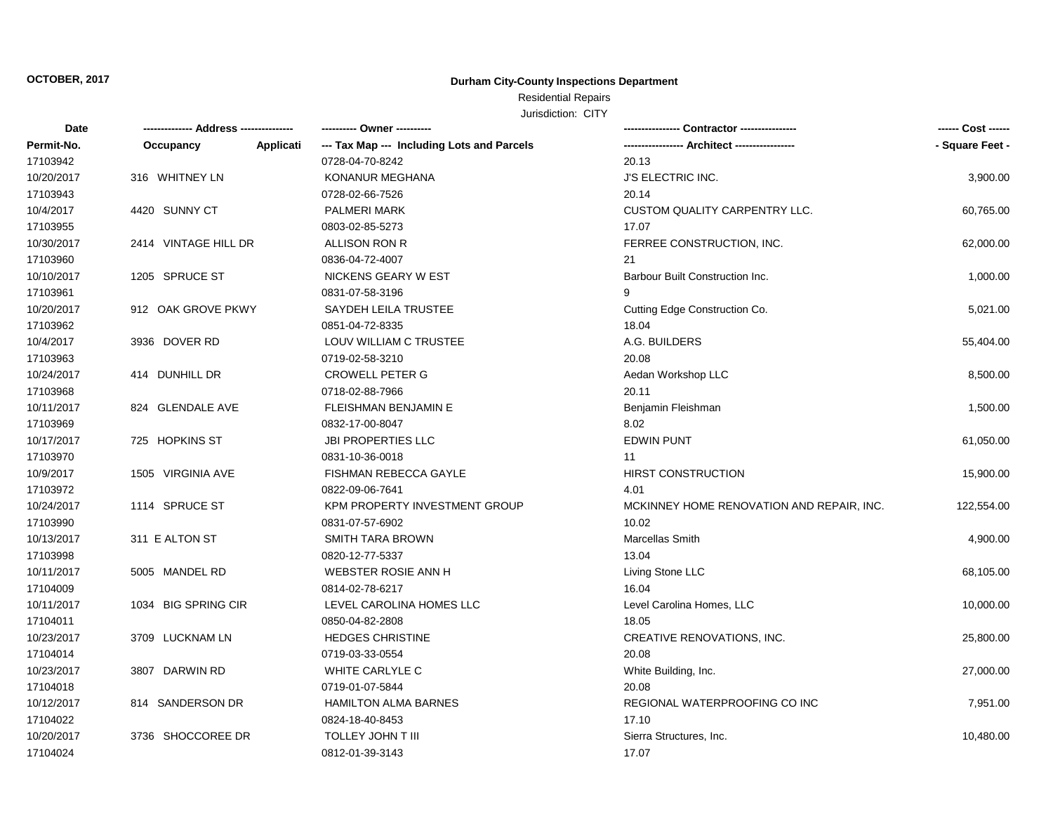**OCTOBER, 2017**

## Durham City-County Inspections Department

Residential Repairs

Jurisdiction: CITY

| Date | -------------- Address -------------- | ---------- Owner ---------- | ---------------- Contractor ---------------- | ------ Cost ------ |
|---|---|---|---|---|
| Permit-No. | Occupancy Applicati | --- Tax Map --- Including Lots and Parcels | ----------------- Architect ----------------- | - Square Feet - |
| 17103942 | | 0728-04-70-8242 | 20.13 | |
| 10/20/2017 | 316 WHITNEY LN | KONANUR MEGHANA | J'S ELECTRIC INC. | 3,900.00 |
| 17103943 | | 0728-02-66-7526 | 20.14 | |
| 10/4/2017 | 4420 SUNNY CT | PALMERI MARK | CUSTOM QUALITY CARPENTRY LLC. | 60,765.00 |
| 17103955 | | 0803-02-85-5273 | 17.07 | |
| 10/30/2017 | 2414 VINTAGE HILL DR | ALLISON RON R | FERREE CONSTRUCTION, INC. | 62,000.00 |
| 17103960 | | 0836-04-72-4007 | 21 | |
| 10/10/2017 | 1205 SPRUCE ST | NICKENS GEARY W EST | Barbour Built Construction Inc. | 1,000.00 |
| 17103961 | | 0831-07-58-3196 | 9 | |
| 10/20/2017 | 912 OAK GROVE PKWY | SAYDEH LEILA TRUSTEE | Cutting Edge Construction Co. | 5,021.00 |
| 17103962 | | 0851-04-72-8335 | 18.04 | |
| 10/4/2017 | 3936 DOVER RD | LOUV WILLIAM C TRUSTEE | A.G. BUILDERS | 55,404.00 |
| 17103963 | | 0719-02-58-3210 | 20.08 | |
| 10/24/2017 | 414 DUNHILL DR | CROWELL PETER G | Aedan Workshop LLC | 8,500.00 |
| 17103968 | | 0718-02-88-7966 | 20.11 | |
| 10/11/2017 | 824 GLENDALE AVE | FLEISHMAN BENJAMIN E | Benjamin Fleishman | 1,500.00 |
| 17103969 | | 0832-17-00-8047 | 8.02 | |
| 10/17/2017 | 725 HOPKINS ST | JBI PROPERTIES LLC | EDWIN PUNT | 61,050.00 |
| 17103970 | | 0831-10-36-0018 | 11 | |
| 10/9/2017 | 1505 VIRGINIA AVE | FISHMAN REBECCA GAYLE | HIRST CONSTRUCTION | 15,900.00 |
| 17103972 | | 0822-09-06-7641 | 4.01 | |
| 10/24/2017 | 1114 SPRUCE ST | KPM PROPERTY INVESTMENT GROUP | MCKINNEY HOME RENOVATION AND REPAIR, INC. | 122,554.00 |
| 17103990 | | 0831-07-57-6902 | 10.02 | |
| 10/13/2017 | 311 E ALTON ST | SMITH TARA BROWN | Marcellas Smith | 4,900.00 |
| 17103998 | | 0820-12-77-5337 | 13.04 | |
| 10/11/2017 | 5005 MANDEL RD | WEBSTER ROSIE ANN H | Living Stone LLC | 68,105.00 |
| 17104009 | | 0814-02-78-6217 | 16.04 | |
| 10/11/2017 | 1034 BIG SPRING CIR | LEVEL CAROLINA HOMES LLC | Level Carolina Homes, LLC | 10,000.00 |
| 17104011 | | 0850-04-82-2808 | 18.05 | |
| 10/23/2017 | 3709 LUCKNAM LN | HEDGES CHRISTINE | CREATIVE RENOVATIONS, INC. | 25,800.00 |
| 17104014 | | 0719-03-33-0554 | 20.08 | |
| 10/23/2017 | 3807 DARWIN RD | WHITE CARLYLE C | White Building, Inc. | 27,000.00 |
| 17104018 | | 0719-01-07-5844 | 20.08 | |
| 10/12/2017 | 814 SANDERSON DR | HAMILTON ALMA BARNES | REGIONAL WATERPROOFING CO INC | 7,951.00 |
| 17104022 | | 0824-18-40-8453 | 17.10 | |
| 10/20/2017 | 3736 SHOCCOREE DR | TOLLEY JOHN T III | Sierra Structures, Inc. | 10,480.00 |
| 17104024 | | 0812-01-39-3143 | 17.07 | |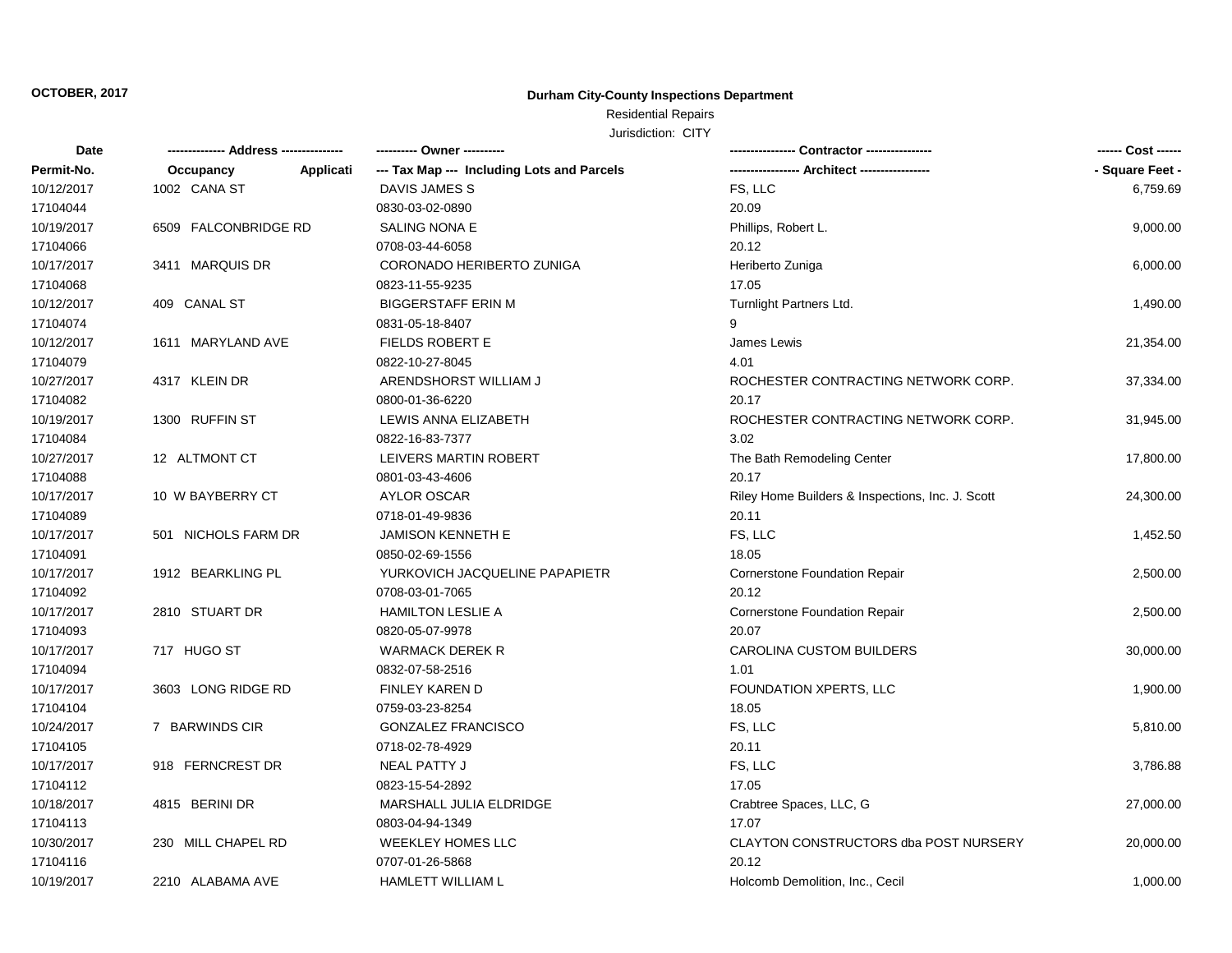**OCTOBER, 2017**

**Durham City-County Inspections Department**

Residential Repairs

Jurisdiction: CITY

| Date<br>Permit-No. | ------------- Address --------------<br>Occupancy Applicati | ---------- Owner ----------<br>--- Tax Map --- Including Lots and Parcels | --------------- Contractor ---------------<br>----------------- Architect ----------------- | ------ Cost ------<br>- Square Feet - |
|---|---|---|---|---|
| 10/12/2017<br>17104044 | 1002 CANA ST | DAVIS JAMES S<br>0830-03-02-0890 | FS, LLC<br>20.09 | 6,759.69 |
| 10/19/2017<br>17104066 | 6509 FALCONBRIDGE RD | SALING NONA E<br>0708-03-44-6058 | Phillips, Robert L.<br>20.12 | 9,000.00 |
| 10/17/2017<br>17104068 | 3411 MARQUIS DR | CORONADO HERIBERTO ZUNIGA<br>0823-11-55-9235 | Heriberto Zuniga<br>17.05 | 6,000.00 |
| 10/12/2017<br>17104074 | 409 CANAL ST | BIGGERSTAFF ERIN M<br>0831-05-18-8407 | Turnlight Partners Ltd.<br>9 | 1,490.00 |
| 10/12/2017<br>17104079 | 1611 MARYLAND AVE | FIELDS ROBERT E<br>0822-10-27-8045 | James Lewis<br>4.01 | 21,354.00 |
| 10/27/2017<br>17104082 | 4317 KLEIN DR | ARENDSHORST WILLIAM J<br>0800-01-36-6220 | ROCHESTER CONTRACTING NETWORK CORP.<br>20.17 | 37,334.00 |
| 10/19/2017<br>17104084 | 1300 RUFFIN ST | LEWIS ANNA ELIZABETH<br>0822-16-83-7377 | ROCHESTER CONTRACTING NETWORK CORP.<br>3.02 | 31,945.00 |
| 10/27/2017<br>17104088 | 12 ALTMONT CT | LEIVERS MARTIN ROBERT<br>0801-03-43-4606 | The Bath Remodeling Center<br>20.17 | 17,800.00 |
| 10/17/2017<br>17104089 | 10 W BAYBERRY CT | AYLOR OSCAR<br>0718-01-49-9836 | Riley Home Builders & Inspections, Inc. J. Scott<br>20.11 | 24,300.00 |
| 10/17/2017<br>17104091 | 501 NICHOLS FARM DR | JAMISON KENNETH E<br>0850-02-69-1556 | FS, LLC<br>18.05 | 1,452.50 |
| 10/17/2017<br>17104092 | 1912 BEARKLING PL | YURKOVICH JACQUELINE PAPAPIETR<br>0708-03-01-7065 | Cornerstone Foundation Repair<br>20.12 | 2,500.00 |
| 10/17/2017<br>17104093 | 2810 STUART DR | HAMILTON LESLIE A<br>0820-05-07-9978 | Cornerstone Foundation Repair<br>20.07 | 2,500.00 |
| 10/17/2017<br>17104094 | 717 HUGO ST | WARMACK DEREK R<br>0832-07-58-2516 | CAROLINA CUSTOM BUILDERS<br>1.01 | 30,000.00 |
| 10/17/2017<br>17104104 | 3603 LONG RIDGE RD | FINLEY KAREN D<br>0759-03-23-8254 | FOUNDATION XPERTS, LLC<br>18.05 | 1,900.00 |
| 10/24/2017<br>17104105 | 7 BARWINDS CIR | GONZALEZ FRANCISCO<br>0718-02-78-4929 | FS, LLC<br>20.11 | 5,810.00 |
| 10/17/2017<br>17104112 | 918 FERNCREST DR | NEAL PATTY J<br>0823-15-54-2892 | FS, LLC<br>17.05 | 3,786.88 |
| 10/18/2017<br>17104113 | 4815 BERINI DR | MARSHALL JULIA ELDRIDGE<br>0803-04-94-1349 | Crabtree Spaces, LLC, G<br>17.07 | 27,000.00 |
| 10/30/2017<br>17104116 | 230 MILL CHAPEL RD | WEEKLEY HOMES LLC<br>0707-01-26-5868 | CLAYTON CONSTRUCTORS dba POST NURSERY<br>20.12 | 20,000.00 |
| 10/19/2017 | 2210 ALABAMA AVE | HAMLETT WILLIAM L | Holcomb Demolition, Inc., Cecil | 1,000.00 |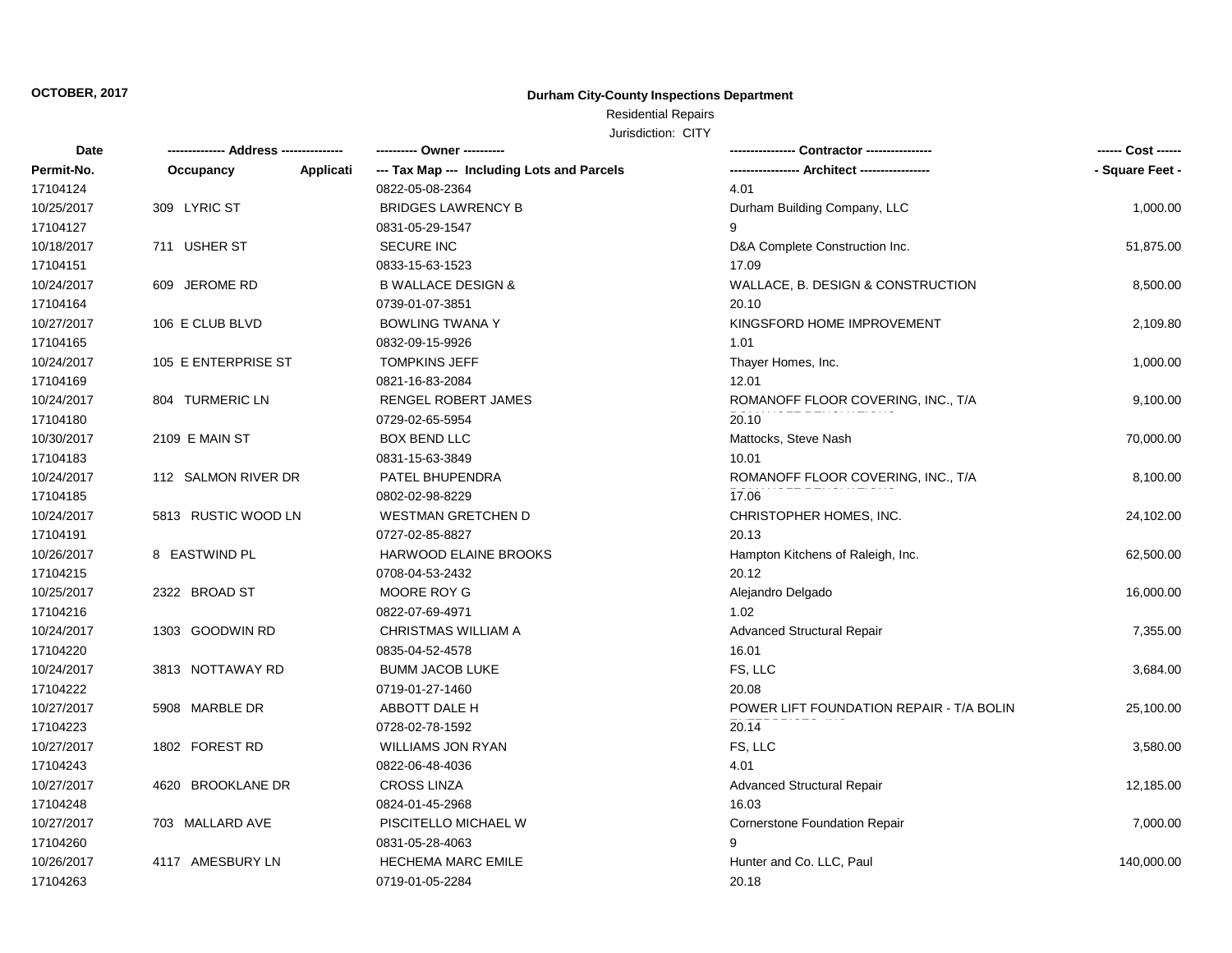**OCTOBER, 2017**

**Durham City-County Inspections Department**

Residential Repairs

Jurisdiction: CITY

| Date | -------------- Address -------------- | ---------- Owner ---------- | ---------------- Contractor ---------------- | ------ Cost ------ |
|---|---|---|---|---|
| Permit-No. | Occupancy Applicati | --- Tax Map --- Including Lots and Parcels | ----------------- Architect ----------------- | - Square Feet - |
| 17104124 | | 0822-05-08-2364 | 4.01 | |
| 10/25/2017 | 309 LYRIC ST | BRIDGES LAWRENCY B | Durham Building Company, LLC | 1,000.00 |
| 17104127 | | 0831-05-29-1547 | 9 | |
| 10/18/2017 | 711 USHER ST | SECURE INC | D&A Complete Construction Inc. | 51,875.00 |
| 17104151 | | 0833-15-63-1523 | 17.09 | |
| 10/24/2017 | 609 JEROME RD | B WALLACE DESIGN & | WALLACE, B. DESIGN & CONSTRUCTION | 8,500.00 |
| 17104164 | | 0739-01-07-3851 | 20.10 | |
| 10/27/2017 | 106 E CLUB BLVD | BOWLING TWANA Y | KINGSFORD HOME IMPROVEMENT | 2,109.80 |
| 17104165 | | 0832-09-15-9926 | 1.01 | |
| 10/24/2017 | 105 E ENTERPRISE ST | TOMPKINS JEFF | Thayer Homes, Inc. | 1,000.00 |
| 17104169 | | 0821-16-83-2084 | 12.01 | |
| 10/24/2017 | 804 TURMERIC LN | RENGEL ROBERT JAMES | ROMANOFF FLOOR COVERING, INC., T/A | 9,100.00 |
| 17104180 | | 0729-02-65-5954 | 20.10 | |
| 10/30/2017 | 2109 E MAIN ST | BOX BEND LLC | Mattocks, Steve Nash | 70,000.00 |
| 17104183 | | 0831-15-63-3849 | 10.01 | |
| 10/24/2017 | 112 SALMON RIVER DR | PATEL BHUPENDRA | ROMANOFF FLOOR COVERING, INC., T/A | 8,100.00 |
| 17104185 | | 0802-02-98-8229 | 17.06 | |
| 10/24/2017 | 5813 RUSTIC WOOD LN | WESTMAN GRETCHEN D | CHRISTOPHER HOMES, INC. | 24,102.00 |
| 17104191 | | 0727-02-85-8827 | 20.13 | |
| 10/26/2017 | 8 EASTWIND PL | HARWOOD ELAINE BROOKS | Hampton Kitchens of Raleigh, Inc. | 62,500.00 |
| 17104215 | | 0708-04-53-2432 | 20.12 | |
| 10/25/2017 | 2322 BROAD ST | MOORE ROY G | Alejandro Delgado | 16,000.00 |
| 17104216 | | 0822-07-69-4971 | 1.02 | |
| 10/24/2017 | 1303 GOODWIN RD | CHRISTMAS WILLIAM A | Advanced Structural Repair | 7,355.00 |
| 17104220 | | 0835-04-52-4578 | 16.01 | |
| 10/24/2017 | 3813 NOTTAWAY RD | BUMM JACOB LUKE | FS, LLC | 3,684.00 |
| 17104222 | | 0719-01-27-1460 | 20.08 | |
| 10/27/2017 | 5908 MARBLE DR | ABBOTT DALE H | POWER LIFT FOUNDATION REPAIR - T/A BOLIN | 25,100.00 |
| 17104223 | | 0728-02-78-1592 | 20.14 | |
| 10/27/2017 | 1802 FOREST RD | WILLIAMS JON RYAN | FS, LLC | 3,580.00 |
| 17104243 | | 0822-06-48-4036 | 4.01 | |
| 10/27/2017 | 4620 BROOKLANE DR | CROSS LINZA | Advanced Structural Repair | 12,185.00 |
| 17104248 | | 0824-01-45-2968 | 16.03 | |
| 10/27/2017 | 703 MALLARD AVE | PISCITELLO MICHAEL W | Cornerstone Foundation Repair | 7,000.00 |
| 17104260 | | 0831-05-28-4063 | 9 | |
| 10/26/2017 | 4117 AMESBURY LN | HECHEMA MARC EMILE | Hunter and Co. LLC, Paul | 140,000.00 |
| 17104263 | | 0719-01-05-2284 | 20.18 | |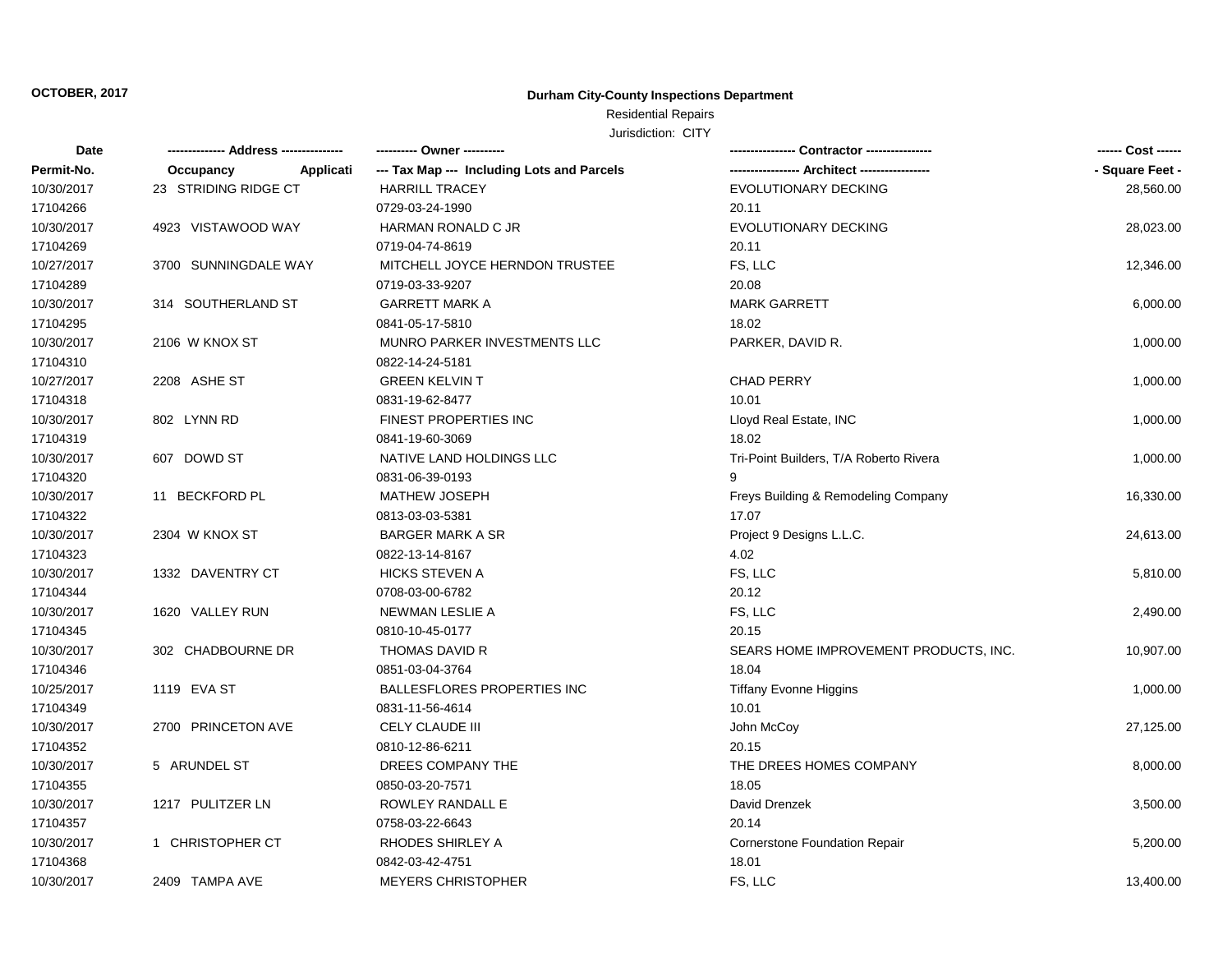**OCTOBER, 2017**

## Durham City-County Inspections Department

Residential Repairs

Jurisdiction: CITY

| Date | -------------- Address --------------- | ---------- Owner ---------- | ---------------- Contractor ---------------- | ------ Cost ------ |
|---|---|---|---|---|
| Permit-No. | Occupancy Applicati | --- Tax Map --- Including Lots and Parcels | ----------------- Architect ----------------- | - Square Feet - |
| 10/30/2017 | 23 STRIDING RIDGE CT | HARRILL TRACEY | EVOLUTIONARY DECKING | 28,560.00 |
| 17104266 | | 0729-03-24-1990 | 20.11 | |
| 10/30/2017 | 4923 VISTAWOOD WAY | HARMAN RONALD C JR | EVOLUTIONARY DECKING | 28,023.00 |
| 17104269 | | 0719-04-74-8619 | 20.11 | |
| 10/27/2017 | 3700 SUNNINGDALE WAY | MITCHELL JOYCE HERNDON TRUSTEE | FS, LLC | 12,346.00 |
| 17104289 | | 0719-03-33-9207 | 20.08 | |
| 10/30/2017 | 314 SOUTHERLAND ST | GARRETT MARK A | MARK GARRETT | 6,000.00 |
| 17104295 | | 0841-05-17-5810 | 18.02 | |
| 10/30/2017 | 2106 W KNOX ST | MUNRO PARKER INVESTMENTS LLC | PARKER, DAVID R. | 1,000.00 |
| 17104310 | | 0822-14-24-5181 | | |
| 10/27/2017 | 2208 ASHE ST | GREEN KELVIN T | CHAD PERRY | 1,000.00 |
| 17104318 | | 0831-19-62-8477 | 10.01 | |
| 10/30/2017 | 802 LYNN RD | FINEST PROPERTIES INC | Lloyd Real Estate, INC | 1,000.00 |
| 17104319 | | 0841-19-60-3069 | 18.02 | |
| 10/30/2017 | 607 DOWD ST | NATIVE LAND HOLDINGS LLC | Tri-Point Builders, T/A Roberto Rivera | 1,000.00 |
| 17104320 | | 0831-06-39-0193 | 9 | |
| 10/30/2017 | 11 BECKFORD PL | MATHEW JOSEPH | Freys Building & Remodeling Company | 16,330.00 |
| 17104322 | | 0813-03-03-5381 | 17.07 | |
| 10/30/2017 | 2304 W KNOX ST | BARGER MARK A SR | Project 9 Designs L.L.C. | 24,613.00 |
| 17104323 | | 0822-13-14-8167 | 4.02 | |
| 10/30/2017 | 1332 DAVENTRY CT | HICKS STEVEN A | FS, LLC | 5,810.00 |
| 17104344 | | 0708-03-00-6782 | 20.12 | |
| 10/30/2017 | 1620 VALLEY RUN | NEWMAN LESLIE A | FS, LLC | 2,490.00 |
| 17104345 | | 0810-10-45-0177 | 20.15 | |
| 10/30/2017 | 302 CHADBOURNE DR | THOMAS DAVID R | SEARS HOME IMPROVEMENT PRODUCTS, INC. | 10,907.00 |
| 17104346 | | 0851-03-04-3764 | 18.04 | |
| 10/25/2017 | 1119 EVA ST | BALLESFLORES PROPERTIES INC | Tiffany Evonne Higgins | 1,000.00 |
| 17104349 | | 0831-11-56-4614 | 10.01 | |
| 10/30/2017 | 2700 PRINCETON AVE | CELY CLAUDE III | John McCoy | 27,125.00 |
| 17104352 | | 0810-12-86-6211 | 20.15 | |
| 10/30/2017 | 5 ARUNDEL ST | DREES COMPANY THE | THE DREES HOMES COMPANY | 8,000.00 |
| 17104355 | | 0850-03-20-7571 | 18.05 | |
| 10/30/2017 | 1217 PULITZER LN | ROWLEY RANDALL E | David Drenzek | 3,500.00 |
| 17104357 | | 0758-03-22-6643 | 20.14 | |
| 10/30/2017 | 1 CHRISTOPHER CT | RHODES SHIRLEY A | Cornerstone Foundation Repair | 5,200.00 |
| 17104368 | | 0842-03-42-4751 | 18.01 | |
| 10/30/2017 | 2409 TAMPA AVE | MEYERS CHRISTOPHER | FS, LLC | 13,400.00 |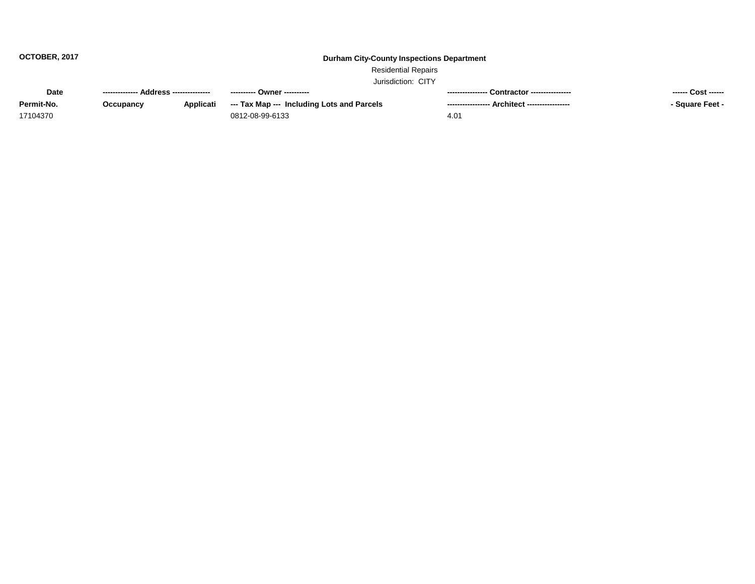OCTOBER, 2017

**Durham City-County Inspections Department**

Residential Repairs

Jurisdiction: CITY

| Date | -------------- Address --------------- | | ---------- Owner ---------- | ---------------- Contractor ---------------- | ------ Cost ------ |
|---|---|---|---|---|---|
| **Permit-No.** | **Occupancy** | **Applicati** | **--- Tax Map --- Including Lots and Parcels** | **----------------- Architect -----------------** | **- Square Feet -** |
| 17104370 | | | 0812-08-99-6133 | 4.01 | |